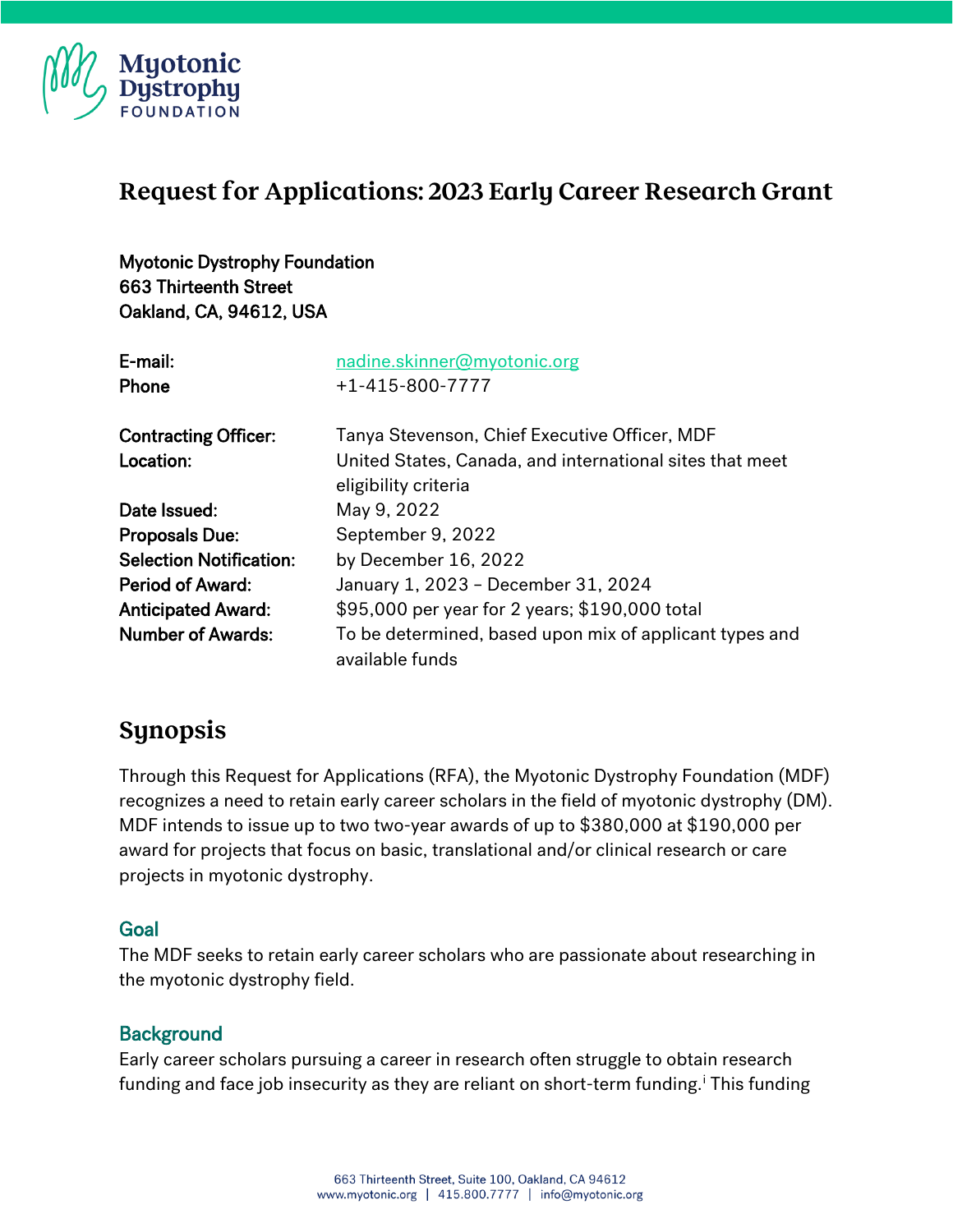Myotonic Dystrophy FOUNDATION

# Request for Applications: 2023 Early Career Research Grant

Myotonic Dystrophy Foundation
663 Thirteenth Street
Oakland, CA, 94612, USA

| | |
|---|---|
| **E-mail:** | nadine.skinner@myotonic.org |
| **Phone** | +1-415-800-7777 |
| | |
| **Contracting Officer:** | Tanya Stevenson, Chief Executive Officer, MDF |
| **Location:** | United States, Canada, and international sites that meet eligibility criteria |
| **Date Issued:** | May 9, 2022 |
| **Proposals Due:** | September 9, 2022 |
| **Selection Notification:** | by December 16, 2022 |
| **Period of Award:** | January 1, 2023 – December 31, 2024 |
| **Anticipated Award:** | $95,000 per year for 2 years; $190,000 total |
| **Number of Awards:** | To be determined, based upon mix of applicant types and available funds |

## Synopsis

Through this Request for Applications (RFA), the Myotonic Dystrophy Foundation (MDF) recognizes a need to retain early career scholars in the field of myotonic dystrophy (DM). MDF intends to issue up to two two-year awards of up to $380,000 at $190,000 per award for projects that focus on basic, translational and/or clinical research or care projects in myotonic dystrophy.

### Goal

The MDF seeks to retain early career scholars who are passionate about researching in the myotonic dystrophy field.

### Background

Early career scholars pursuing a career in research often struggle to obtain research funding and face job insecurity as they are reliant on short-term funding.[i] This funding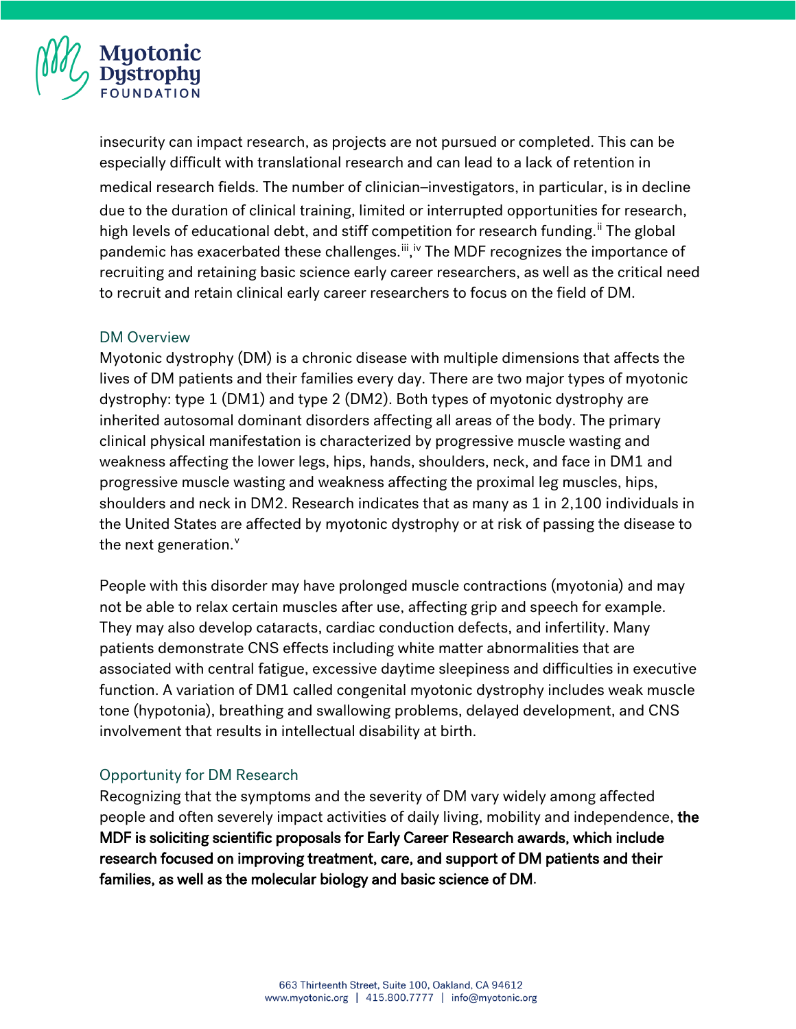insecurity can impact research, as projects are not pursued or completed. This can be especially difficult with translational research and can lead to a lack of retention in medical research fields. The number of clinician–investigators, in particular, is in decline due to the duration of clinical training, limited or interrupted opportunities for research, high levels of educational debt, and stiff competition for research funding.[ii] The global pandemic has exacerbated these challenges.[iii],[iv] The MDF recognizes the importance of recruiting and retaining basic science early career researchers, as well as the critical need to recruit and retain clinical early career researchers to focus on the field of DM.

## DM Overview

Myotonic dystrophy (DM) is a chronic disease with multiple dimensions that affects the lives of DM patients and their families every day. There are two major types of myotonic dystrophy: type 1 (DM1) and type 2 (DM2). Both types of myotonic dystrophy are inherited autosomal dominant disorders affecting all areas of the body. The primary clinical physical manifestation is characterized by progressive muscle wasting and weakness affecting the lower legs, hips, hands, shoulders, neck, and face in DM1 and progressive muscle wasting and weakness affecting the proximal leg muscles, hips, shoulders and neck in DM2. Research indicates that as many as 1 in 2,100 individuals in the United States are affected by myotonic dystrophy or at risk of passing the disease to the next generation.[v]

People with this disorder may have prolonged muscle contractions (myotonia) and may not be able to relax certain muscles after use, affecting grip and speech for example. They may also develop cataracts, cardiac conduction defects, and infertility. Many patients demonstrate CNS effects including white matter abnormalities that are associated with central fatigue, excessive daytime sleepiness and difficulties in executive function. A variation of DM1 called congenital myotonic dystrophy includes weak muscle tone (hypotonia), breathing and swallowing problems, delayed development, and CNS involvement that results in intellectual disability at birth.

## Opportunity for DM Research

Recognizing that the symptoms and the severity of DM vary widely among affected people and often severely impact activities of daily living, mobility and independence, **the MDF is soliciting scientific proposals for Early Career Research awards, which include research focused on improving treatment, care, and support of DM patients and their families, as well as the molecular biology and basic science of DM**.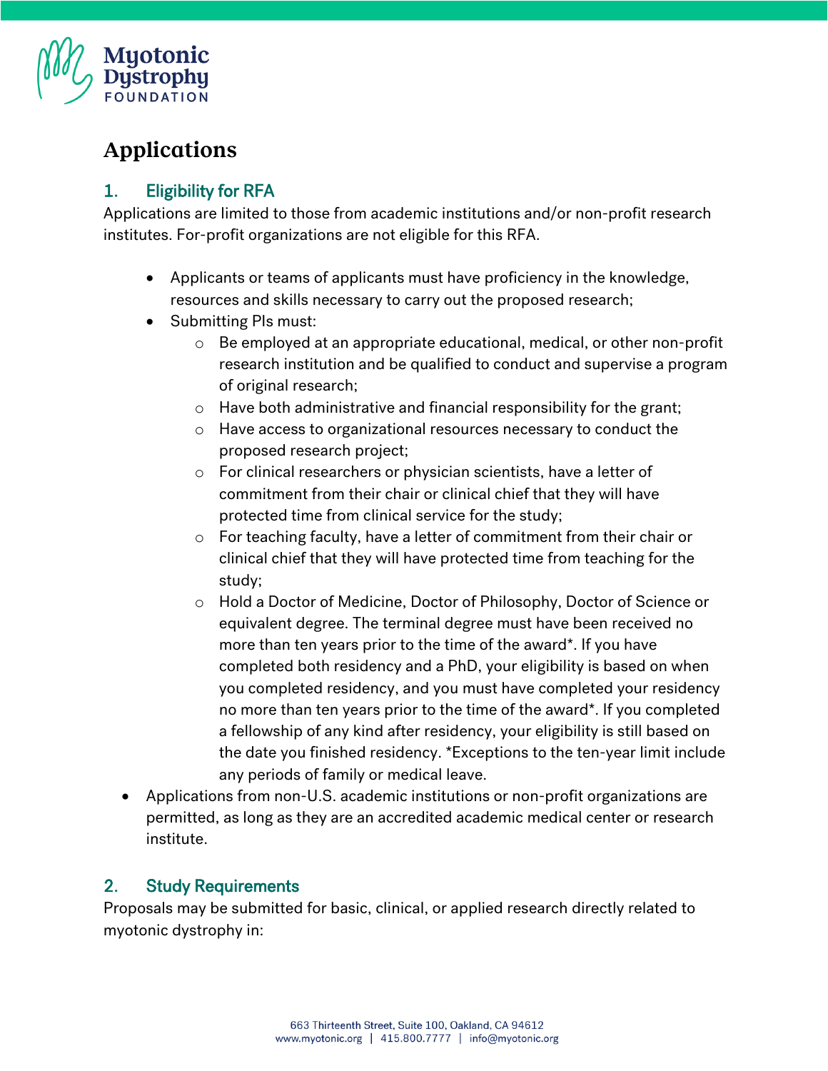# Applications

## 1. Eligibility for RFA

Applications are limited to those from academic institutions and/or non-profit research institutes. For-profit organizations are not eligible for this RFA.

- Applicants or teams of applicants must have proficiency in the knowledge, resources and skills necessary to carry out the proposed research;
- Submitting PIs must:
    - Be employed at an appropriate educational, medical, or other non-profit research institution and be qualified to conduct and supervise a program of original research;
    - Have both administrative and financial responsibility for the grant;
    - Have access to organizational resources necessary to conduct the proposed research project;
    - For clinical researchers or physician scientists, have a letter of commitment from their chair or clinical chief that they will have protected time from clinical service for the study;
    - For teaching faculty, have a letter of commitment from their chair or clinical chief that they will have protected time from teaching for the study;
    - Hold a Doctor of Medicine, Doctor of Philosophy, Doctor of Science or equivalent degree. The terminal degree must have been received no more than ten years prior to the time of the award*. If you have completed both residency and a PhD, your eligibility is based on when you completed residency, and you must have completed your residency no more than ten years prior to the time of the award*. If you completed a fellowship of any kind after residency, your eligibility is still based on the date you finished residency. *Exceptions to the ten-year limit include any periods of family or medical leave.
- Applications from non-U.S. academic institutions or non-profit organizations are permitted, as long as they are an accredited academic medical center or research institute.

## 2. Study Requirements

Proposals may be submitted for basic, clinical, or applied research directly related to myotonic dystrophy in: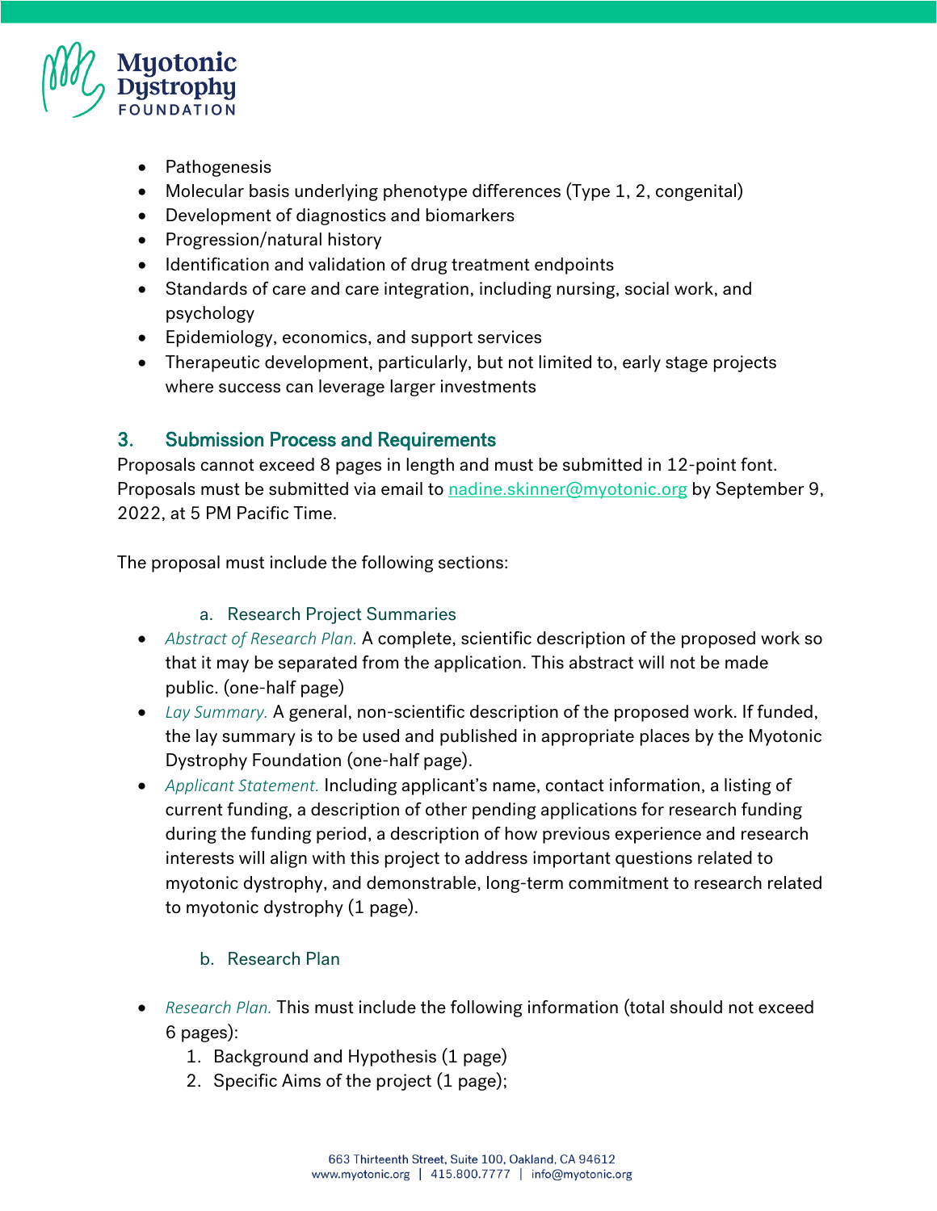- Pathogenesis
- Molecular basis underlying phenotype differences (Type 1, 2, congenital)
- Development of diagnostics and biomarkers
- Progression/natural history
- Identification and validation of drug treatment endpoints
- Standards of care and care integration, including nursing, social work, and psychology
- Epidemiology, economics, and support services
- Therapeutic development, particularly, but not limited to, early stage projects where success can leverage larger investments

## 3. Submission Process and Requirements

Proposals cannot exceed 8 pages in length and must be submitted in 12-point font. Proposals must be submitted via email to nadine.skinner@myotonic.org by September 9, 2022, at 5 PM Pacific Time.

The proposal must include the following sections:

### a. Research Project Summaries

- *Abstract of Research Plan.* A complete, scientific description of the proposed work so that it may be separated from the application. This abstract will not be made public. (one-half page)
- *Lay Summary.* A general, non-scientific description of the proposed work. If funded, the lay summary is to be used and published in appropriate places by the Myotonic Dystrophy Foundation (one-half page).
- *Applicant Statement.* Including applicant's name, contact information, a listing of current funding, a description of other pending applications for research funding during the funding period, a description of how previous experience and research interests will align with this project to address important questions related to myotonic dystrophy, and demonstrable, long-term commitment to research related to myotonic dystrophy (1 page).

### b. Research Plan

- *Research Plan.* This must include the following information (total should not exceed 6 pages):
  1. Background and Hypothesis (1 page)
  2. Specific Aims of the project (1 page);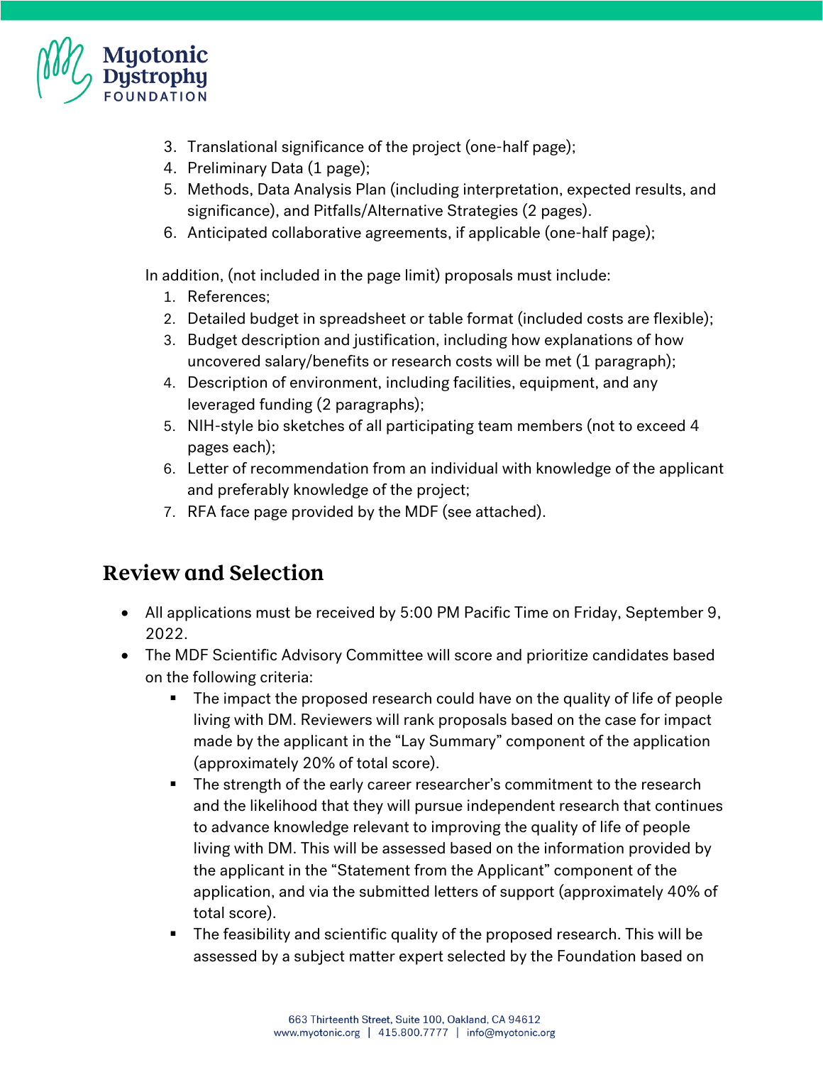3. Translational significance of the project (one-half page);
4. Preliminary Data (1 page);
5. Methods, Data Analysis Plan (including interpretation, expected results, and significance), and Pitfalls/Alternative Strategies (2 pages).
6. Anticipated collaborative agreements, if applicable (one-half page);

In addition, (not included in the page limit) proposals must include:

1. References;
2. Detailed budget in spreadsheet or table format (included costs are flexible);
3. Budget description and justification, including how explanations of how uncovered salary/benefits or research costs will be met (1 paragraph);
4. Description of environment, including facilities, equipment, and any leveraged funding (2 paragraphs);
5. NIH-style bio sketches of all participating team members (not to exceed 4 pages each);
6. Letter of recommendation from an individual with knowledge of the applicant and preferably knowledge of the project;
7. RFA face page provided by the MDF (see attached).

## Review and Selection

- All applications must be received by 5:00 PM Pacific Time on Friday, September 9, 2022.
- The MDF Scientific Advisory Committee will score and prioritize candidates based on the following criteria:
  - The impact the proposed research could have on the quality of life of people living with DM. Reviewers will rank proposals based on the case for impact made by the applicant in the "Lay Summary" component of the application (approximately 20% of total score).
  - The strength of the early career researcher's commitment to the research and the likelihood that they will pursue independent research that continues to advance knowledge relevant to improving the quality of life of people living with DM. This will be assessed based on the information provided by the applicant in the "Statement from the Applicant" component of the application, and via the submitted letters of support (approximately 40% of total score).
  - The feasibility and scientific quality of the proposed research. This will be assessed by a subject matter expert selected by the Foundation based on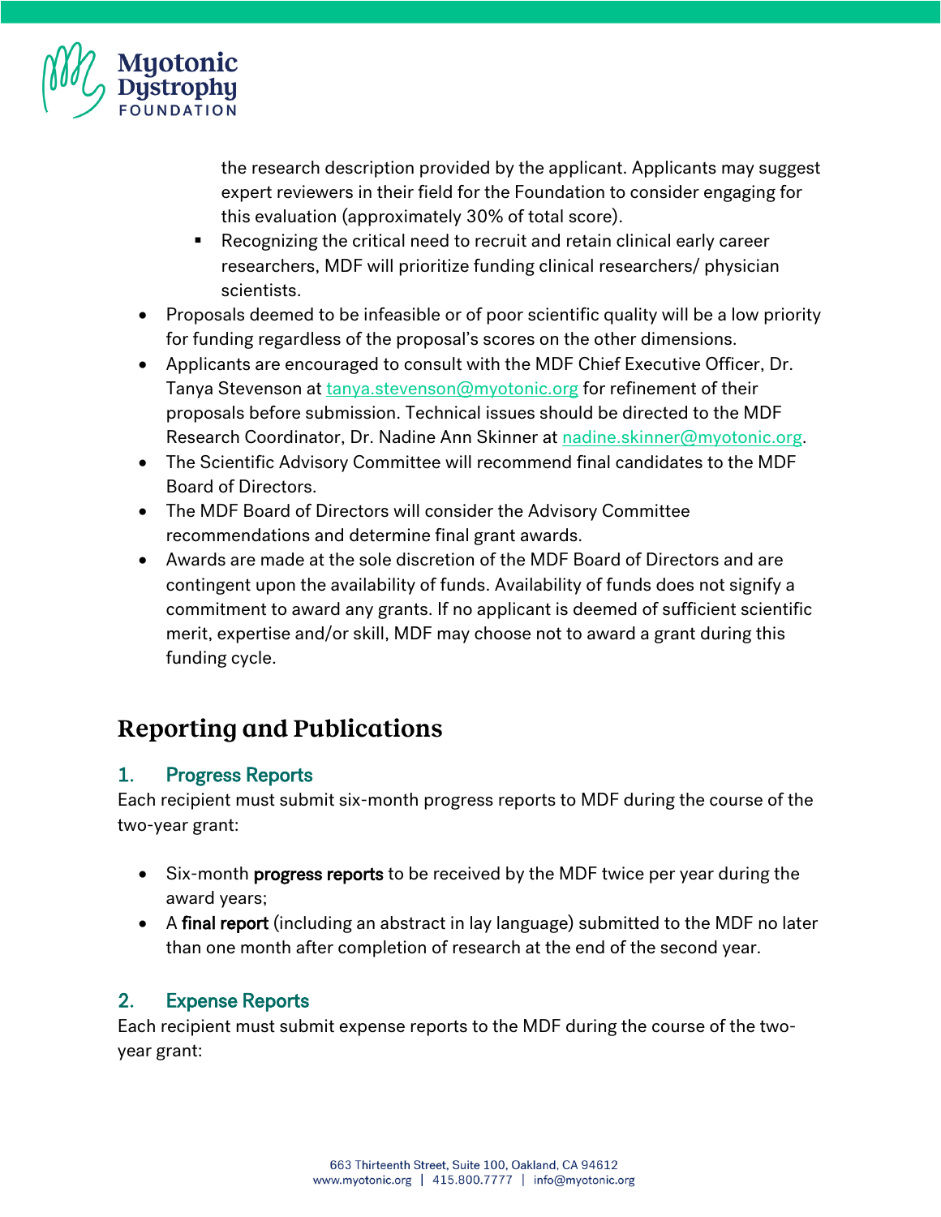the research description provided by the applicant. Applicants may suggest expert reviewers in their field for the Foundation to consider engaging for this evaluation (approximately 30% of total score).

    - Recognizing the critical need to recruit and retain clinical early career researchers, MDF will prioritize funding clinical researchers/ physician scientists.

- Proposals deemed to be infeasible or of poor scientific quality will be a low priority for funding regardless of the proposal's scores on the other dimensions.
- Applicants are encouraged to consult with the MDF Chief Executive Officer, Dr. Tanya Stevenson at tanya.stevenson@myotonic.org for refinement of their proposals before submission. Technical issues should be directed to the MDF Research Coordinator, Dr. Nadine Ann Skinner at nadine.skinner@myotonic.org.
- The Scientific Advisory Committee will recommend final candidates to the MDF Board of Directors.
- The MDF Board of Directors will consider the Advisory Committee recommendations and determine final grant awards.
- Awards are made at the sole discretion of the MDF Board of Directors and are contingent upon the availability of funds. Availability of funds does not signify a commitment to award any grants. If no applicant is deemed of sufficient scientific merit, expertise and/or skill, MDF may choose not to award a grant during this funding cycle.

# Reporting and Publications

## 1. Progress Reports

Each recipient must submit six-month progress reports to MDF during the course of the two-year grant:

- Six-month **progress reports** to be received by the MDF twice per year during the award years;
- A **final report** (including an abstract in lay language) submitted to the MDF no later than one month after completion of research at the end of the second year.

## 2. Expense Reports

Each recipient must submit expense reports to the MDF during the course of the two-year grant: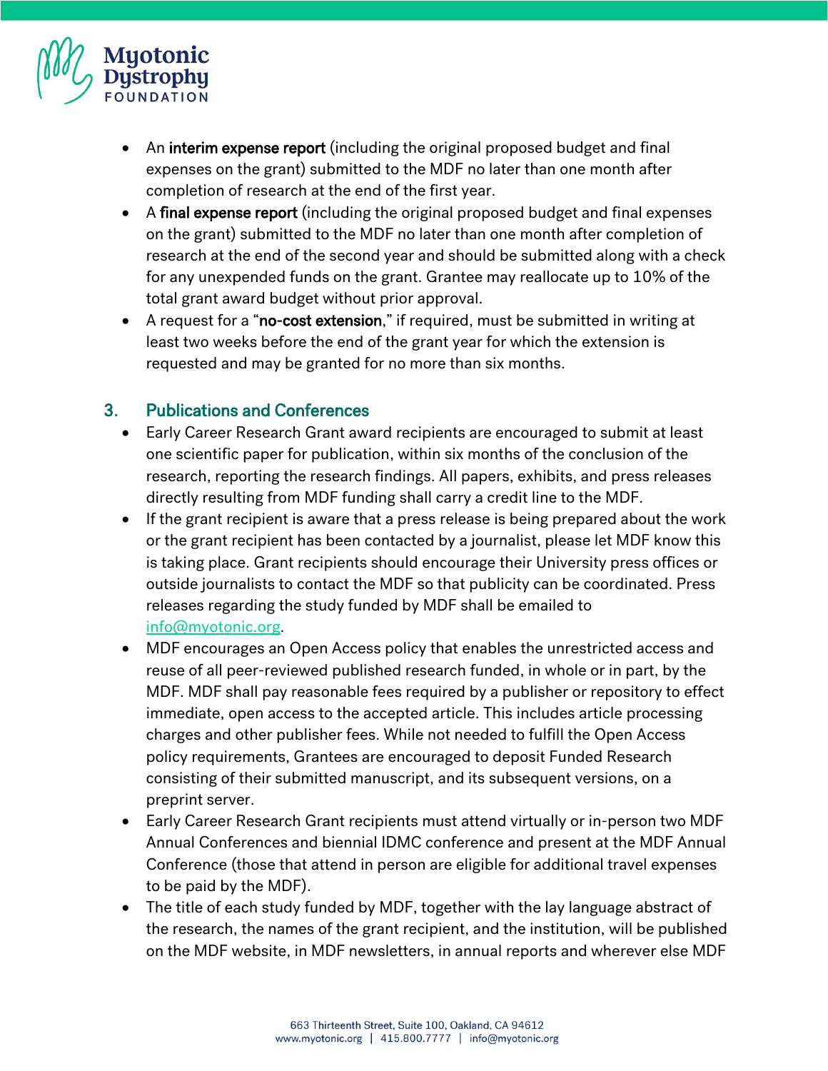- An **interim expense report** (including the original proposed budget and final expenses on the grant) submitted to the MDF no later than one month after completion of research at the end of the first year.
- A **final expense report** (including the original proposed budget and final expenses on the grant) submitted to the MDF no later than one month after completion of research at the end of the second year and should be submitted along with a check for any unexpended funds on the grant. Grantee may reallocate up to 10% of the total grant award budget without prior approval.
- A request for a "**no-cost extension**," if required, must be submitted in writing at least two weeks before the end of the grant year for which the extension is requested and may be granted for no more than six months.

## 3. Publications and Conferences

- Early Career Research Grant award recipients are encouraged to submit at least one scientific paper for publication, within six months of the conclusion of the research, reporting the research findings. All papers, exhibits, and press releases directly resulting from MDF funding shall carry a credit line to the MDF.
- If the grant recipient is aware that a press release is being prepared about the work or the grant recipient has been contacted by a journalist, please let MDF know this is taking place. Grant recipients should encourage their University press offices or outside journalists to contact the MDF so that publicity can be coordinated. Press releases regarding the study funded by MDF shall be emailed to info@myotonic.org.
- MDF encourages an Open Access policy that enables the unrestricted access and reuse of all peer-reviewed published research funded, in whole or in part, by the MDF. MDF shall pay reasonable fees required by a publisher or repository to effect immediate, open access to the accepted article. This includes article processing charges and other publisher fees. While not needed to fulfill the Open Access policy requirements, Grantees are encouraged to deposit Funded Research consisting of their submitted manuscript, and its subsequent versions, on a preprint server.
- Early Career Research Grant recipients must attend virtually or in-person two MDF Annual Conferences and biennial IDMC conference and present at the MDF Annual Conference (those that attend in person are eligible for additional travel expenses to be paid by the MDF).
- The title of each study funded by MDF, together with the lay language abstract of the research, the names of the grant recipient, and the institution, will be published on the MDF website, in MDF newsletters, in annual reports and wherever else MDF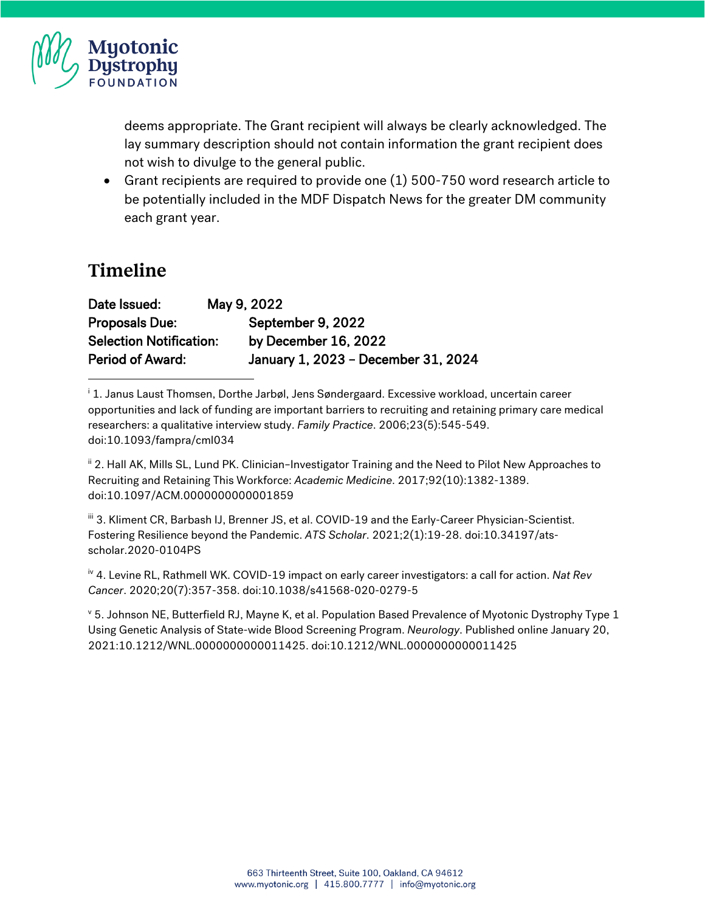deems appropriate. The Grant recipient will always be clearly acknowledged. The lay summary description should not contain information the grant recipient does not wish to divulge to the general public.

- Grant recipients are required to provide one (1) 500-750 word research article to be potentially included in the MDF Dispatch News for the greater DM community each grant year.

## Timeline

| | |
|---|---|
| **Date Issued:** | **May 9, 2022** |
| **Proposals Due:** | **September 9, 2022** |
| **Selection Notification:** | **by December 16, 2022** |
| **Period of Award:** | **January 1, 2023 – December 31, 2024** |

---

[i] 1. Janus Laust Thomsen, Dorthe Jarbøl, Jens Søndergaard. Excessive workload, uncertain career opportunities and lack of funding are important barriers to recruiting and retaining primary care medical researchers: a qualitative interview study. *Family Practice*. 2006;23(5):545-549. doi:10.1093/fampra/cml034

[ii] 2. Hall AK, Mills SL, Lund PK. Clinician–Investigator Training and the Need to Pilot New Approaches to Recruiting and Retaining This Workforce: *Academic Medicine*. 2017;92(10):1382-1389. doi:10.1097/ACM.0000000000001859

[iii] 3. Kliment CR, Barbash IJ, Brenner JS, et al. COVID-19 and the Early-Career Physician-Scientist. Fostering Resilience beyond the Pandemic. *ATS Scholar*. 2021;2(1):19-28. doi:10.34197/ats-scholar.2020-0104PS

[iv] 4. Levine RL, Rathmell WK. COVID-19 impact on early career investigators: a call for action. *Nat Rev Cancer*. 2020;20(7):357-358. doi:10.1038/s41568-020-0279-5

[v] 5. Johnson NE, Butterfield RJ, Mayne K, et al. Population Based Prevalence of Myotonic Dystrophy Type 1 Using Genetic Analysis of State-wide Blood Screening Program. *Neurology*. Published online January 20, 2021:10.1212/WNL.0000000000011425. doi:10.1212/WNL.0000000000011425